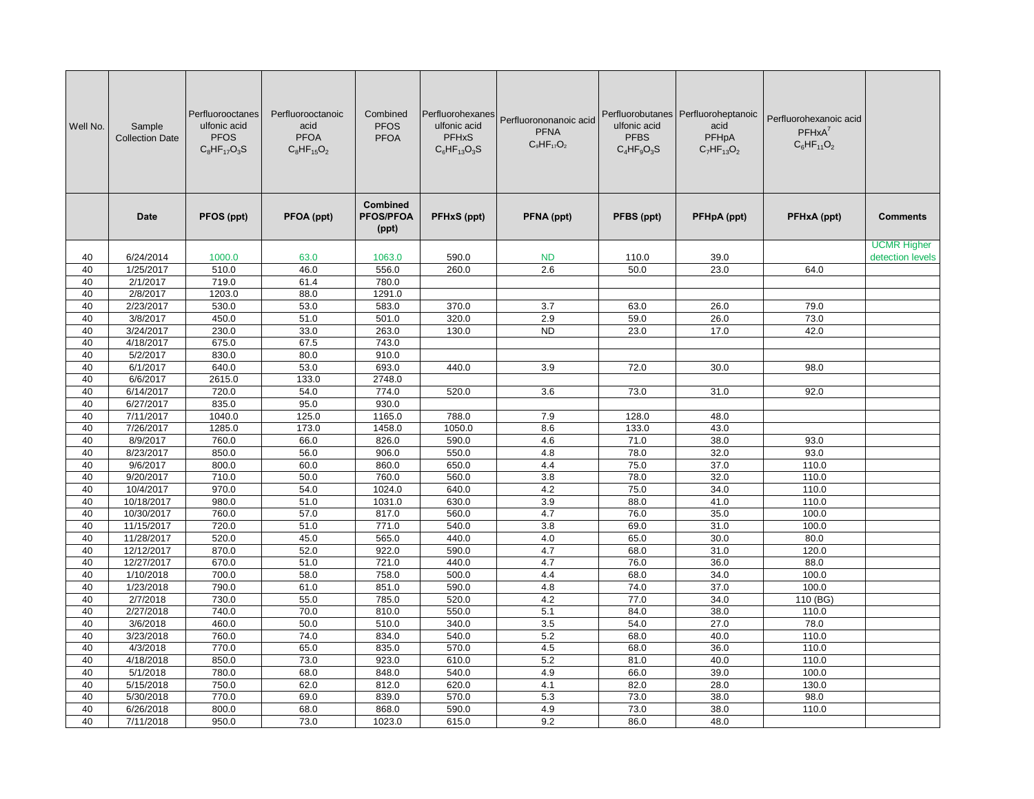| Well No. | Sample Collection Date | Perfluorooctanesulfonic acid PFOS $C_8HF_{17}O_3S$ | Perfluorooctanoic acid PFOA $C_8HF_{15}O_2$ | Combined PFOS PFOA | Perfluorohexanesulfonic acid PFHxS $C_6HF_{13}O_3S$ | Perfluorononanoic acid PFNA $C_9HF_{17}O_2$ | Perfluorobutanesulfonic acid PFBS $C_4HF_9O_3S$ | Perfluoroheptanoic acid PFHpA $C_7HF_{13}O_2$ | Perfluorohexanoic acid PFHxA[7] $C_6HF_{11}O_2$ | |
|---|---|---|---|---|---|---|---|---|---|---|
| | **Date** | **PFOS (ppt)** | **PFOA (ppt)** | **Combined PFOS/PFOA (ppt)** | **PFHxS (ppt)** | **PFNA (ppt)** | **PFBS (ppt)** | **PFHpA (ppt)** | **PFHxA (ppt)** | **Comments** |
| 40 | 6/24/2014 | 1000.0 | 63.0 | 1063.0 | 590.0 | ND | 110.0 | 39.0 | | UCMR Higher detection levels |
| 40 | 1/25/2017 | 510.0 | 46.0 | 556.0 | 260.0 | 2.6 | 50.0 | 23.0 | 64.0 | |
| 40 | 2/1/2017 | 719.0 | 61.4 | 780.0 | | | | | | |
| 40 | 2/8/2017 | 1203.0 | 88.0 | 1291.0 | | | | | | |
| 40 | 2/23/2017 | 530.0 | 53.0 | 583.0 | 370.0 | 3.7 | 63.0 | 26.0 | 79.0 | |
| 40 | 3/8/2017 | 450.0 | 51.0 | 501.0 | 320.0 | 2.9 | 59.0 | 26.0 | 73.0 | |
| 40 | 3/24/2017 | 230.0 | 33.0 | 263.0 | 130.0 | ND | 23.0 | 17.0 | 42.0 | |
| 40 | 4/18/2017 | 675.0 | 67.5 | 743.0 | | | | | | |
| 40 | 5/2/2017 | 830.0 | 80.0 | 910.0 | | | | | | |
| 40 | 6/1/2017 | 640.0 | 53.0 | 693.0 | 440.0 | 3.9 | 72.0 | 30.0 | 98.0 | |
| 40 | 6/6/2017 | 2615.0 | 133.0 | 2748.0 | | | | | | |
| 40 | 6/14/2017 | 720.0 | 54.0 | 774.0 | 520.0 | 3.6 | 73.0 | 31.0 | 92.0 | |
| 40 | 6/27/2017 | 835.0 | 95.0 | 930.0 | | | | | | |
| 40 | 7/11/2017 | 1040.0 | 125.0 | 1165.0 | 788.0 | 7.9 | 128.0 | 48.0 | | |
| 40 | 7/26/2017 | 1285.0 | 173.0 | 1458.0 | 1050.0 | 8.6 | 133.0 | 43.0 | | |
| 40 | 8/9/2017 | 760.0 | 66.0 | 826.0 | 590.0 | 4.6 | 71.0 | 38.0 | 93.0 | |
| 40 | 8/23/2017 | 850.0 | 56.0 | 906.0 | 550.0 | 4.8 | 78.0 | 32.0 | 93.0 | |
| 40 | 9/6/2017 | 800.0 | 60.0 | 860.0 | 650.0 | 4.4 | 75.0 | 37.0 | 110.0 | |
| 40 | 9/20/2017 | 710.0 | 50.0 | 760.0 | 560.0 | 3.8 | 78.0 | 32.0 | 110.0 | |
| 40 | 10/4/2017 | 970.0 | 54.0 | 1024.0 | 640.0 | 4.2 | 75.0 | 34.0 | 110.0 | |
| 40 | 10/18/2017 | 980.0 | 51.0 | 1031.0 | 630.0 | 3.9 | 88.0 | 41.0 | 110.0 | |
| 40 | 10/30/2017 | 760.0 | 57.0 | 817.0 | 560.0 | 4.7 | 76.0 | 35.0 | 100.0 | |
| 40 | 11/15/2017 | 720.0 | 51.0 | 771.0 | 540.0 | 3.8 | 69.0 | 31.0 | 100.0 | |
| 40 | 11/28/2017 | 520.0 | 45.0 | 565.0 | 440.0 | 4.0 | 65.0 | 30.0 | 80.0 | |
| 40 | 12/12/2017 | 870.0 | 52.0 | 922.0 | 590.0 | 4.7 | 68.0 | 31.0 | 120.0 | |
| 40 | 12/27/2017 | 670.0 | 51.0 | 721.0 | 440.0 | 4.7 | 76.0 | 36.0 | 88.0 | |
| 40 | 1/10/2018 | 700.0 | 58.0 | 758.0 | 500.0 | 4.4 | 68.0 | 34.0 | 100.0 | |
| 40 | 1/23/2018 | 790.0 | 61.0 | 851.0 | 590.0 | 4.8 | 74.0 | 37.0 | 100.0 | |
| 40 | 2/7/2018 | 730.0 | 55.0 | 785.0 | 520.0 | 4.2 | 77.0 | 34.0 | 110 (BG) | |
| 40 | 2/27/2018 | 740.0 | 70.0 | 810.0 | 550.0 | 5.1 | 84.0 | 38.0 | 110.0 | |
| 40 | 3/6/2018 | 460.0 | 50.0 | 510.0 | 340.0 | 3.5 | 54.0 | 27.0 | 78.0 | |
| 40 | 3/23/2018 | 760.0 | 74.0 | 834.0 | 540.0 | 5.2 | 68.0 | 40.0 | 110.0 | |
| 40 | 4/3/2018 | 770.0 | 65.0 | 835.0 | 570.0 | 4.5 | 68.0 | 36.0 | 110.0 | |
| 40 | 4/18/2018 | 850.0 | 73.0 | 923.0 | 610.0 | 5.2 | 81.0 | 40.0 | 110.0 | |
| 40 | 5/1/2018 | 780.0 | 68.0 | 848.0 | 540.0 | 4.9 | 66.0 | 39.0 | 100.0 | |
| 40 | 5/15/2018 | 750.0 | 62.0 | 812.0 | 620.0 | 4.1 | 82.0 | 28.0 | 130.0 | |
| 40 | 5/30/2018 | 770.0 | 69.0 | 839.0 | 570.0 | 5.3 | 73.0 | 38.0 | 98.0 | |
| 40 | 6/26/2018 | 800.0 | 68.0 | 868.0 | 590.0 | 4.9 | 73.0 | 38.0 | 110.0 | |
| 40 | 7/11/2018 | 950.0 | 73.0 | 1023.0 | 615.0 | 9.2 | 86.0 | 48.0 | | |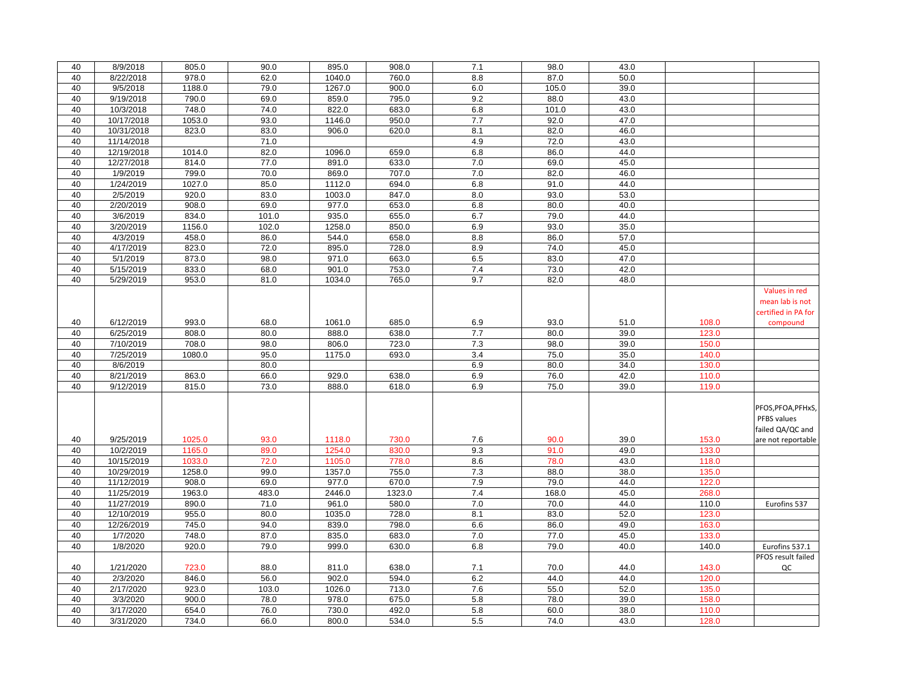| | | | | | | | | | | |
|---|---|---|---|---|---|---|---|---|---|---|
| 40 | 8/9/2018 | 805.0 | 90.0 | 895.0 | 908.0 | 7.1 | 98.0 | 43.0 | | |
| 40 | 8/22/2018 | 978.0 | 62.0 | 1040.0 | 760.0 | 8.8 | 87.0 | 50.0 | | |
| 40 | 9/5/2018 | 1188.0 | 79.0 | 1267.0 | 900.0 | 6.0 | 105.0 | 39.0 | | |
| 40 | 9/19/2018 | 790.0 | 69.0 | 859.0 | 795.0 | 9.2 | 88.0 | 43.0 | | |
| 40 | 10/3/2018 | 748.0 | 74.0 | 822.0 | 683.0 | 6.8 | 101.0 | 43.0 | | |
| 40 | 10/17/2018 | 1053.0 | 93.0 | 1146.0 | 950.0 | 7.7 | 92.0 | 47.0 | | |
| 40 | 10/31/2018 | 823.0 | 83.0 | 906.0 | 620.0 | 8.1 | 82.0 | 46.0 | | |
| 40 | 11/14/2018 | | 71.0 | | | 4.9 | 72.0 | 43.0 | | |
| 40 | 12/19/2018 | 1014.0 | 82.0 | 1096.0 | 659.0 | 6.8 | 86.0 | 44.0 | | |
| 40 | 12/27/2018 | 814.0 | 77.0 | 891.0 | 633.0 | 7.0 | 69.0 | 45.0 | | |
| 40 | 1/9/2019 | 799.0 | 70.0 | 869.0 | 707.0 | 7.0 | 82.0 | 46.0 | | |
| 40 | 1/24/2019 | 1027.0 | 85.0 | 1112.0 | 694.0 | 6.8 | 91.0 | 44.0 | | |
| 40 | 2/5/2019 | 920.0 | 83.0 | 1003.0 | 847.0 | 8.0 | 93.0 | 53.0 | | |
| 40 | 2/20/2019 | 908.0 | 69.0 | 977.0 | 653.0 | 6.8 | 80.0 | 40.0 | | |
| 40 | 3/6/2019 | 834.0 | 101.0 | 935.0 | 655.0 | 6.7 | 79.0 | 44.0 | | |
| 40 | 3/20/2019 | 1156.0 | 102.0 | 1258.0 | 850.0 | 6.9 | 93.0 | 35.0 | | |
| 40 | 4/3/2019 | 458.0 | 86.0 | 544.0 | 658.0 | 8.8 | 86.0 | 57.0 | | |
| 40 | 4/17/2019 | 823.0 | 72.0 | 895.0 | 728.0 | 8.9 | 74.0 | 45.0 | | |
| 40 | 5/1/2019 | 873.0 | 98.0 | 971.0 | 663.0 | 6.5 | 83.0 | 47.0 | | |
| 40 | 5/15/2019 | 833.0 | 68.0 | 901.0 | 753.0 | 7.4 | 73.0 | 42.0 | | |
| 40 | 5/29/2019 | 953.0 | 81.0 | 1034.0 | 765.0 | 9.7 | 82.0 | 48.0 | | |
| 40 | 6/12/2019 | 993.0 | 68.0 | 1061.0 | 685.0 | 6.9 | 93.0 | 51.0 | 108.0 | Values in red mean lab is not certified in PA for compound |
| 40 | 6/25/2019 | 808.0 | 80.0 | 888.0 | 638.0 | 7.7 | 80.0 | 39.0 | 123.0 | |
| 40 | 7/10/2019 | 708.0 | 98.0 | 806.0 | 723.0 | 7.3 | 98.0 | 39.0 | 150.0 | |
| 40 | 7/25/2019 | 1080.0 | 95.0 | 1175.0 | 693.0 | 3.4 | 75.0 | 35.0 | 140.0 | |
| 40 | 8/6/2019 | | 80.0 | | | 6.9 | 80.0 | 34.0 | 130.0 | |
| 40 | 8/21/2019 | 863.0 | 66.0 | 929.0 | 638.0 | 6.9 | 76.0 | 42.0 | 110.0 | |
| 40 | 9/12/2019 | 815.0 | 73.0 | 888.0 | 618.0 | 6.9 | 75.0 | 39.0 | 119.0 | |
| 40 | 9/25/2019 | 1025.0 | 93.0 | 1118.0 | 730.0 | 7.6 | 90.0 | 39.0 | 153.0 | PFOS,PFOA,PFHxS, PFBS values failed QA/QC and are not reportable |
| 40 | 10/2/2019 | 1165.0 | 89.0 | 1254.0 | 830.0 | 9.3 | 91.0 | 49.0 | 133.0 | |
| 40 | 10/15/2019 | 1033.0 | 72.0 | 1105.0 | 778.0 | 8.6 | 78.0 | 43.0 | 118.0 | |
| 40 | 10/29/2019 | 1258.0 | 99.0 | 1357.0 | 755.0 | 7.3 | 88.0 | 38.0 | 135.0 | |
| 40 | 11/12/2019 | 908.0 | 69.0 | 977.0 | 670.0 | 7.9 | 79.0 | 44.0 | 122.0 | |
| 40 | 11/25/2019 | 1963.0 | 483.0 | 2446.0 | 1323.0 | 7.4 | 168.0 | 45.0 | 268.0 | |
| 40 | 11/27/2019 | 890.0 | 71.0 | 961.0 | 580.0 | 7.0 | 70.0 | 44.0 | 110.0 | Eurofins 537 |
| 40 | 12/10/2019 | 955.0 | 80.0 | 1035.0 | 728.0 | 8.1 | 83.0 | 52.0 | 123.0 | |
| 40 | 12/26/2019 | 745.0 | 94.0 | 839.0 | 798.0 | 6.6 | 86.0 | 49.0 | 163.0 | |
| 40 | 1/7/2020 | 748.0 | 87.0 | 835.0 | 683.0 | 7.0 | 77.0 | 45.0 | 133.0 | |
| 40 | 1/8/2020 | 920.0 | 79.0 | 999.0 | 630.0 | 6.8 | 79.0 | 40.0 | 140.0 | Eurofins 537.1 |
| 40 | 1/21/2020 | 723.0 | 88.0 | 811.0 | 638.0 | 7.1 | 70.0 | 44.0 | 143.0 | PFOS result failed QC |
| 40 | 2/3/2020 | 846.0 | 56.0 | 902.0 | 594.0 | 6.2 | 44.0 | 44.0 | 120.0 | |
| 40 | 2/17/2020 | 923.0 | 103.0 | 1026.0 | 713.0 | 7.6 | 55.0 | 52.0 | 135.0 | |
| 40 | 3/3/2020 | 900.0 | 78.0 | 978.0 | 675.0 | 5.8 | 78.0 | 39.0 | 158.0 | |
| 40 | 3/17/2020 | 654.0 | 76.0 | 730.0 | 492.0 | 5.8 | 60.0 | 38.0 | 110.0 | |
| 40 | 3/31/2020 | 734.0 | 66.0 | 800.0 | 534.0 | 5.5 | 74.0 | 43.0 | 128.0 | |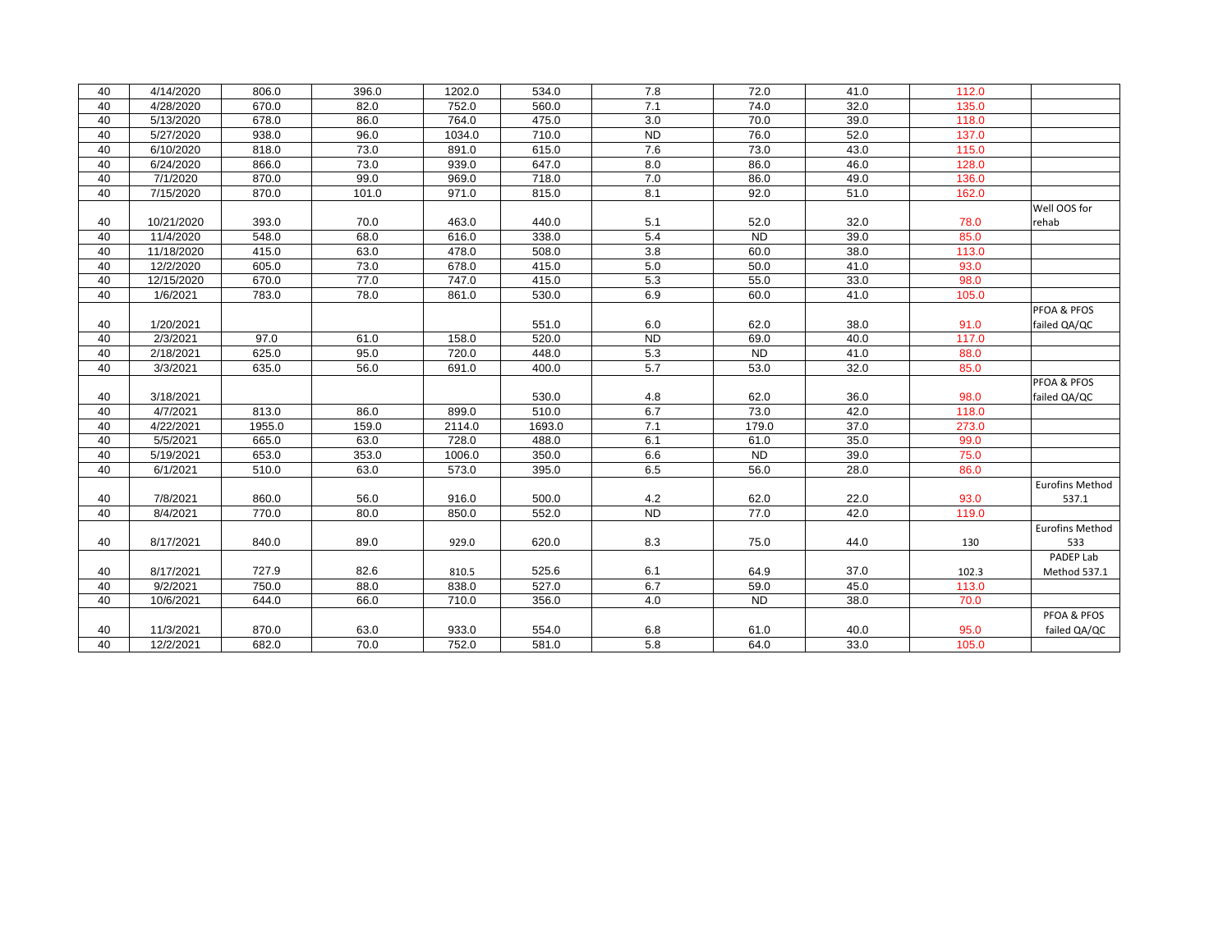| | | | | | | | | | | |
|---|---|---|---|---|---|---|---|---|---|---|
| 40 | 4/14/2020 | 806.0 | 396.0 | 1202.0 | 534.0 | 7.8 | 72.0 | 41.0 | 112.0 | |
| 40 | 4/28/2020 | 670.0 | 82.0 | 752.0 | 560.0 | 7.1 | 74.0 | 32.0 | 135.0 | |
| 40 | 5/13/2020 | 678.0 | 86.0 | 764.0 | 475.0 | 3.0 | 70.0 | 39.0 | 118.0 | |
| 40 | 5/27/2020 | 938.0 | 96.0 | 1034.0 | 710.0 | ND | 76.0 | 52.0 | 137.0 | |
| 40 | 6/10/2020 | 818.0 | 73.0 | 891.0 | 615.0 | 7.6 | 73.0 | 43.0 | 115.0 | |
| 40 | 6/24/2020 | 866.0 | 73.0 | 939.0 | 647.0 | 8.0 | 86.0 | 46.0 | 128.0 | |
| 40 | 7/1/2020 | 870.0 | 99.0 | 969.0 | 718.0 | 7.0 | 86.0 | 49.0 | 136.0 | |
| 40 | 7/15/2020 | 870.0 | 101.0 | 971.0 | 815.0 | 8.1 | 92.0 | 51.0 | 162.0 | |
| 40 | 10/21/2020 | 393.0 | 70.0 | 463.0 | 440.0 | 5.1 | 52.0 | 32.0 | 78.0 | Well OOS for rehab |
| 40 | 11/4/2020 | 548.0 | 68.0 | 616.0 | 338.0 | 5.4 | ND | 39.0 | 85.0 | |
| 40 | 11/18/2020 | 415.0 | 63.0 | 478.0 | 508.0 | 3.8 | 60.0 | 38.0 | 113.0 | |
| 40 | 12/2/2020 | 605.0 | 73.0 | 678.0 | 415.0 | 5.0 | 50.0 | 41.0 | 93.0 | |
| 40 | 12/15/2020 | 670.0 | 77.0 | 747.0 | 415.0 | 5.3 | 55.0 | 33.0 | 98.0 | |
| 40 | 1/6/2021 | 783.0 | 78.0 | 861.0 | 530.0 | 6.9 | 60.0 | 41.0 | 105.0 | |
| 40 | 1/20/2021 | | | | 551.0 | 6.0 | 62.0 | 38.0 | 91.0 | PFOA & PFOS failed QA/QC |
| 40 | 2/3/2021 | 97.0 | 61.0 | 158.0 | 520.0 | ND | 69.0 | 40.0 | 117.0 | |
| 40 | 2/18/2021 | 625.0 | 95.0 | 720.0 | 448.0 | 5.3 | ND | 41.0 | 88.0 | |
| 40 | 3/3/2021 | 635.0 | 56.0 | 691.0 | 400.0 | 5.7 | 53.0 | 32.0 | 85.0 | |
| 40 | 3/18/2021 | | | | 530.0 | 4.8 | 62.0 | 36.0 | 98.0 | PFOA & PFOS failed QA/QC |
| 40 | 4/7/2021 | 813.0 | 86.0 | 899.0 | 510.0 | 6.7 | 73.0 | 42.0 | 118.0 | |
| 40 | 4/22/2021 | 1955.0 | 159.0 | 2114.0 | 1693.0 | 7.1 | 179.0 | 37.0 | 273.0 | |
| 40 | 5/5/2021 | 665.0 | 63.0 | 728.0 | 488.0 | 6.1 | 61.0 | 35.0 | 99.0 | |
| 40 | 5/19/2021 | 653.0 | 353.0 | 1006.0 | 350.0 | 6.6 | ND | 39.0 | 75.0 | |
| 40 | 6/1/2021 | 510.0 | 63.0 | 573.0 | 395.0 | 6.5 | 56.0 | 28.0 | 86.0 | |
| 40 | 7/8/2021 | 860.0 | 56.0 | 916.0 | 500.0 | 4.2 | 62.0 | 22.0 | 93.0 | Eurofins Method 537.1 |
| 40 | 8/4/2021 | 770.0 | 80.0 | 850.0 | 552.0 | ND | 77.0 | 42.0 | 119.0 | |
| 40 | 8/17/2021 | 840.0 | 89.0 | 929.0 | 620.0 | 8.3 | 75.0 | 44.0 | 130 | Eurofins Method 533 |
| 40 | 8/17/2021 | 727.9 | 82.6 | 810.5 | 525.6 | 6.1 | 64.9 | 37.0 | 102.3 | PADEP Lab Method 537.1 |
| 40 | 9/2/2021 | 750.0 | 88.0 | 838.0 | 527.0 | 6.7 | 59.0 | 45.0 | 113.0 | |
| 40 | 10/6/2021 | 644.0 | 66.0 | 710.0 | 356.0 | 4.0 | ND | 38.0 | 70.0 | |
| 40 | 11/3/2021 | 870.0 | 63.0 | 933.0 | 554.0 | 6.8 | 61.0 | 40.0 | 95.0 | PFOA & PFOS failed QA/QC |
| 40 | 12/2/2021 | 682.0 | 70.0 | 752.0 | 581.0 | 5.8 | 64.0 | 33.0 | 105.0 | |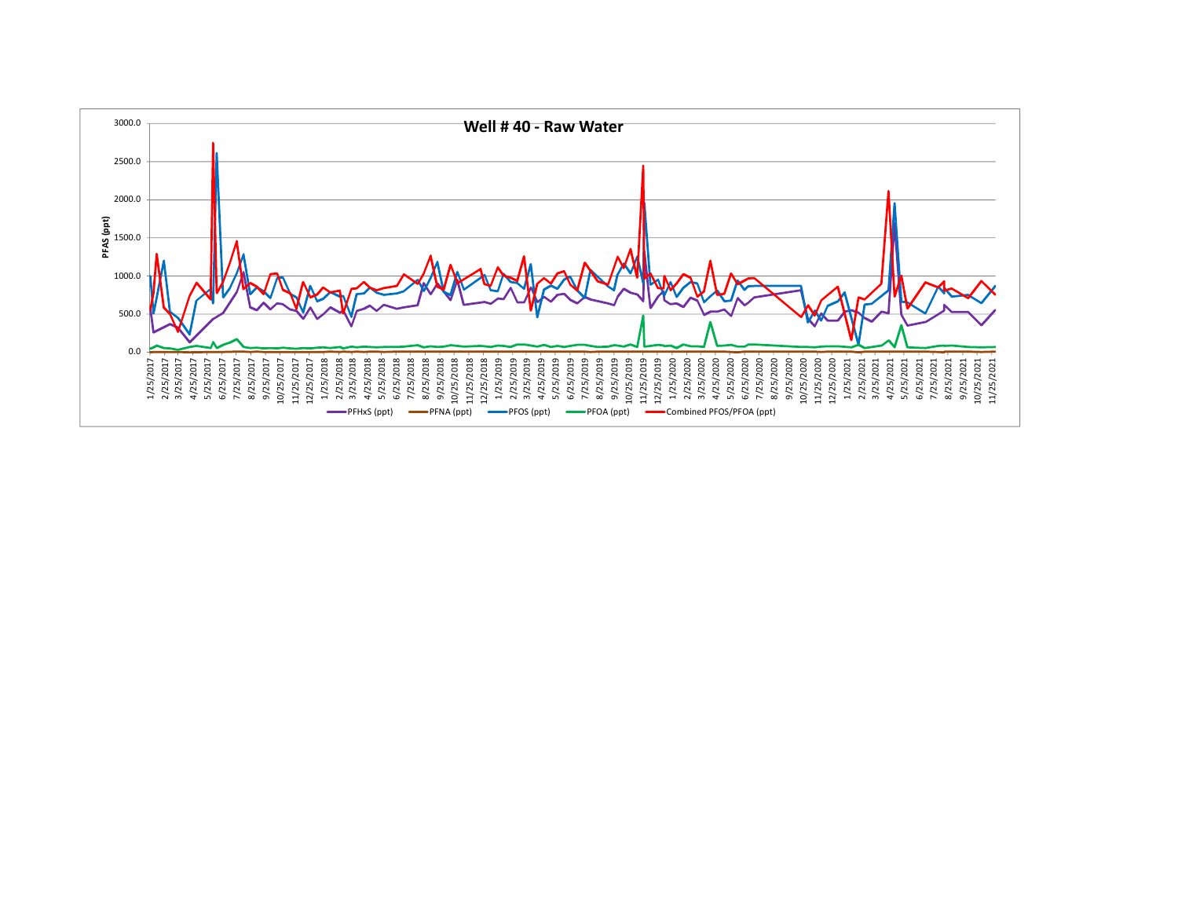Well # 40 - Raw Water

PFAS (ppt)

3000.0
2500.0
2000.0
1500.0
1000.0
500.0
0.0

1/25/2017
2/25/2017
3/25/2017
4/25/2017
5/25/2017
6/25/2017
7/25/2017
8/25/2017
9/25/2017
10/25/2017
11/25/2017
12/25/2017
1/25/2018
2/25/2018
3/25/2018
4/25/2018
5/25/2018
6/25/2018
7/25/2018
8/25/2018
9/25/2018
10/25/2018
11/25/2018
12/25/2018
1/25/2019
2/25/2019
3/25/2019
4/25/2019
5/25/2019
6/25/2019
7/25/2019
8/25/2019
9/25/2019
10/25/2019
11/25/2019
12/25/2019
1/25/2020
2/25/2020
3/25/2020
4/25/2020
5/25/2020
6/25/2020
7/25/2020
8/25/2020
9/25/2020
10/25/2020
11/25/2020
12/25/2020
1/25/2021
2/25/2021
3/25/2021
4/25/2021
5/25/2021
6/25/2021
7/25/2021
8/25/2021
9/25/2021
10/25/2021
11/25/2021

PFHxS (ppt)
PFNA (ppt)
PFOS (ppt)
PFOA (ppt)
Combined PFOS/PFOA (ppt)